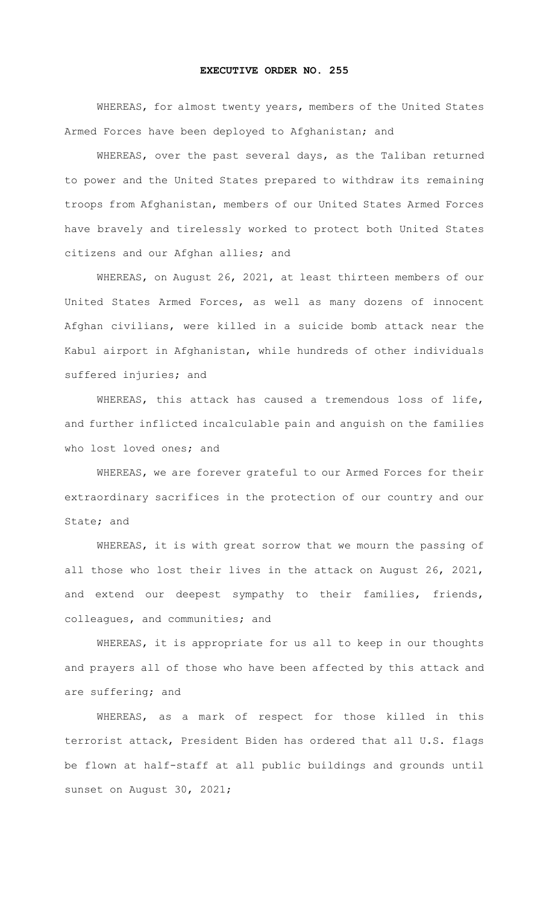# EXECUTIVE ORDER NO. 255

WHEREAS, for almost twenty years, members of the United States Armed Forces have been deployed to Afghanistan; and

WHEREAS, over the past several days, as the Taliban returned to power and the United States prepared to withdraw its remaining troops from Afghanistan, members of our United States Armed Forces have bravely and tirelessly worked to protect both United States citizens and our Afghan allies; and

WHEREAS, on August 26, 2021, at least thirteen members of our United States Armed Forces, as well as many dozens of innocent Afghan civilians, were killed in a suicide bomb attack near the Kabul airport in Afghanistan, while hundreds of other individuals suffered injuries; and

WHEREAS, this attack has caused a tremendous loss of life, and further inflicted incalculable pain and anguish on the families who lost loved ones; and

WHEREAS, we are forever grateful to our Armed Forces for their extraordinary sacrifices in the protection of our country and our State; and

WHEREAS, it is with great sorrow that we mourn the passing of all those who lost their lives in the attack on August 26, 2021, and extend our deepest sympathy to their families, friends, colleagues, and communities; and

WHEREAS, it is appropriate for us all to keep in our thoughts and prayers all of those who have been affected by this attack and are suffering; and

WHEREAS, as a mark of respect for those killed in this terrorist attack, President Biden has ordered that all U.S. flags be flown at half-staff at all public buildings and grounds until sunset on August 30, 2021;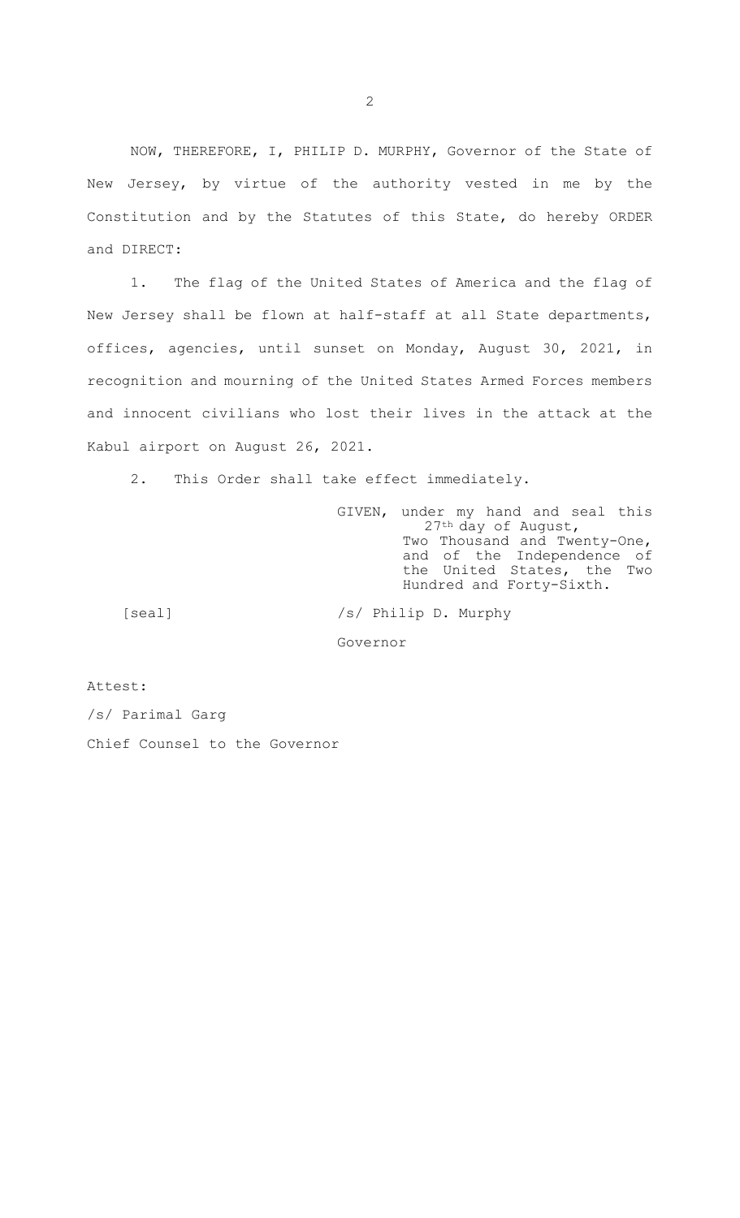NOW, THEREFORE, I, PHILIP D. MURPHY, Governor of the State of New Jersey, by virtue of the authority vested in me by the Constitution and by the Statutes of this State, do hereby ORDER and DIRECT:

1. The flag of the United States of America and the flag of New Jersey shall be flown at half-staff at all State departments, offices, agencies, until sunset on Monday, August 30, 2021, in recognition and mourning of the United States Armed Forces members and innocent civilians who lost their lives in the attack at the Kabul airport on August 26, 2021.

2. This Order shall take effect immediately.

GIVEN, under my hand and seal this 27th day of August, Two Thousand and Twenty-One, and of the Independence of the United States, the Two Hundred and Forty-Sixth.

[seal]

/s/ Philip D. Murphy

Governor

Attest:

/s/ Parimal Garg

Chief Counsel to the Governor